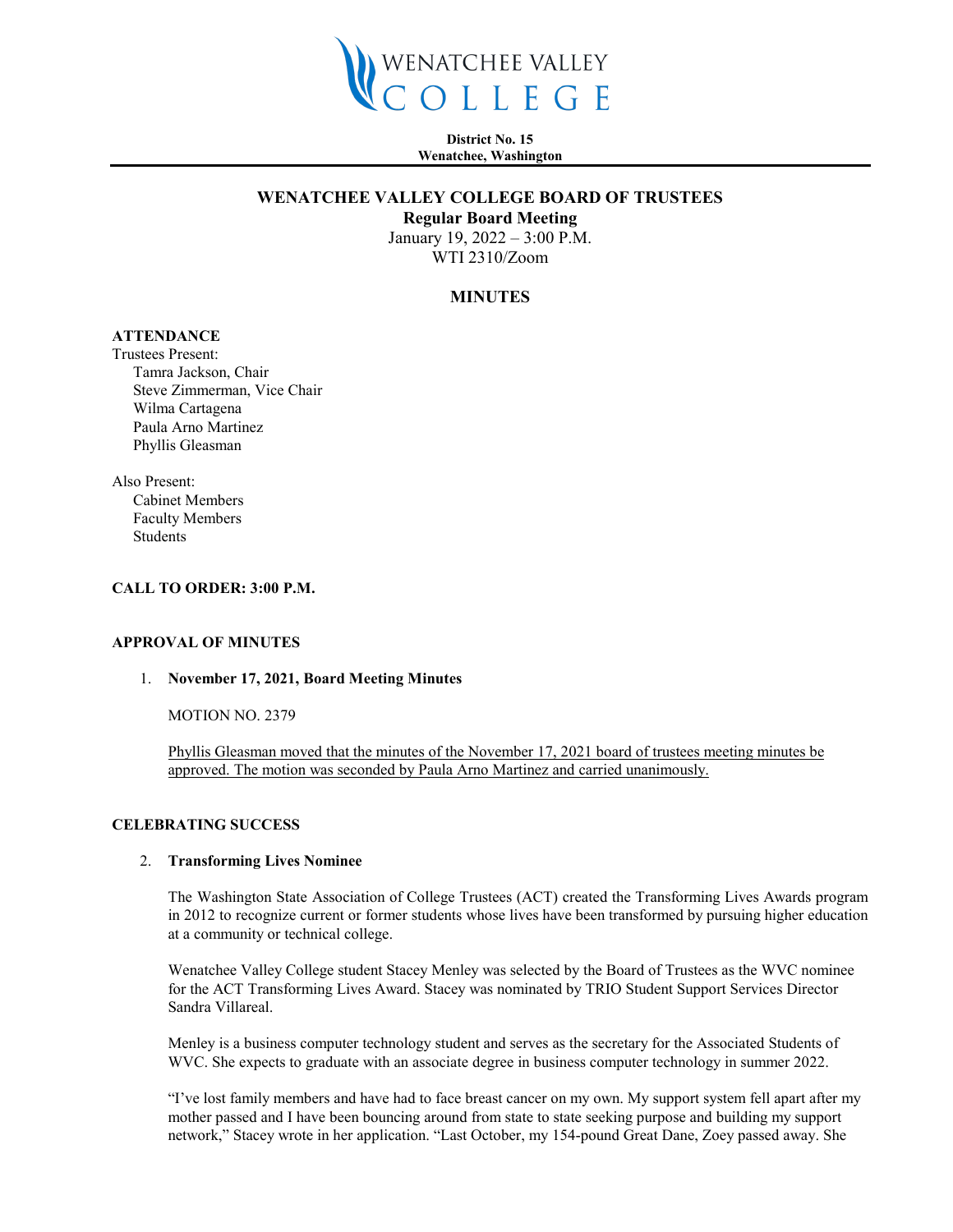WENATCHEE VALLEY COLLEGE

**District No. 15**
**Wenatchee, Washington**

# WENATCHEE VALLEY COLLEGE BOARD OF TRUSTEES

**Regular Board Meeting**
January 19, 2022 – 3:00 P.M.
WTI 2310/Zoom

## MINUTES

**ATTENDANCE**

Trustees Present:
- Tamra Jackson, Chair
- Steve Zimmerman, Vice Chair
- Wilma Cartagena
- Paula Arno Martinez
- Phyllis Gleasman

Also Present:
- Cabinet Members
- Faculty Members
- Students

**CALL TO ORDER: 3:00 P.M.**

**APPROVAL OF MINUTES**

1. **November 17, 2021, Board Meeting Minutes**

   MOTION NO. 2379

   Phyllis Gleasman moved that the minutes of the November 17, 2021 board of trustees meeting minutes be approved. The motion was seconded by Paula Arno Martinez and carried unanimously.

**CELEBRATING SUCCESS**

2. **Transforming Lives Nominee**

   The Washington State Association of College Trustees (ACT) created the Transforming Lives Awards program in 2012 to recognize current or former students whose lives have been transformed by pursuing higher education at a community or technical college.

   Wenatchee Valley College student Stacey Menley was selected by the Board of Trustees as the WVC nominee for the ACT Transforming Lives Award. Stacey was nominated by TRIO Student Support Services Director Sandra Villareal.

   Menley is a business computer technology student and serves as the secretary for the Associated Students of WVC. She expects to graduate with an associate degree in business computer technology in summer 2022.

   "I've lost family members and have had to face breast cancer on my own. My support system fell apart after my mother passed and I have been bouncing around from state to state seeking purpose and building my support network," Stacey wrote in her application. "Last October, my 154-pound Great Dane, Zoey passed away. She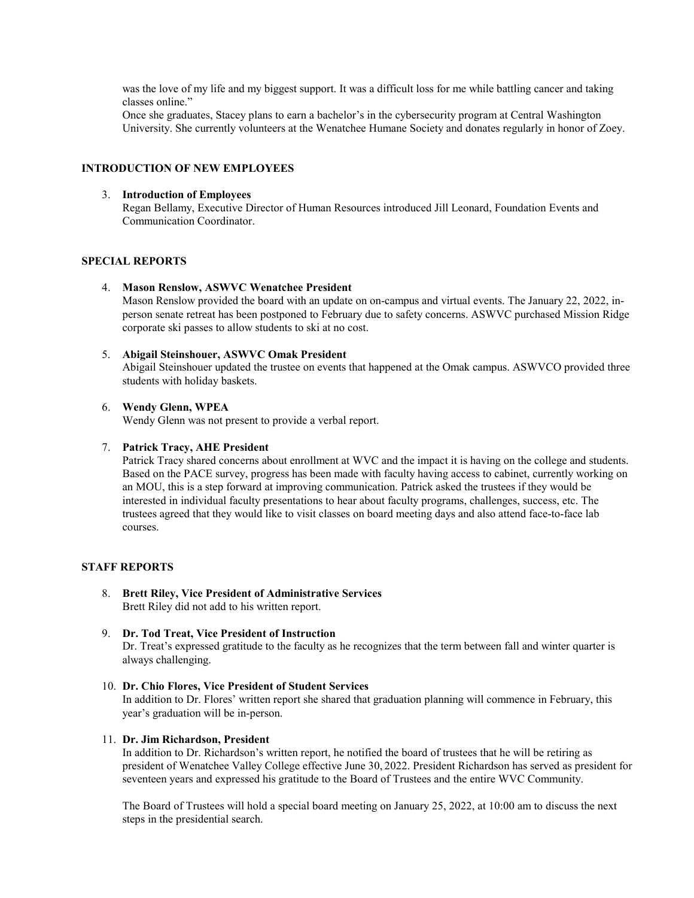was the love of my life and my biggest support. It was a difficult loss for me while battling cancer and taking classes online."

Once she graduates, Stacey plans to earn a bachelor's in the cybersecurity program at Central Washington University. She currently volunteers at the Wenatchee Humane Society and donates regularly in honor of Zoey.

## INTRODUCTION OF NEW EMPLOYEES

3. **Introduction of Employees**
   Regan Bellamy, Executive Director of Human Resources introduced Jill Leonard, Foundation Events and Communication Coordinator.

## SPECIAL REPORTS

4. **Mason Renslow, ASWVC Wenatchee President**
   Mason Renslow provided the board with an update on on-campus and virtual events. The January 22, 2022, in-person senate retreat has been postponed to February due to safety concerns. ASWVC purchased Mission Ridge corporate ski passes to allow students to ski at no cost.

5. **Abigail Steinshouer, ASWVC Omak President**
   Abigail Steinshouer updated the trustee on events that happened at the Omak campus. ASWVCO provided three students with holiday baskets.

6. **Wendy Glenn, WPEA**
   Wendy Glenn was not present to provide a verbal report.

7. **Patrick Tracy, AHE President**
   Patrick Tracy shared concerns about enrollment at WVC and the impact it is having on the college and students. Based on the PACE survey, progress has been made with faculty having access to cabinet, currently working on an MOU, this is a step forward at improving communication. Patrick asked the trustees if they would be interested in individual faculty presentations to hear about faculty programs, challenges, success, etc. The trustees agreed that they would like to visit classes on board meeting days and also attend face-to-face lab courses.

## STAFF REPORTS

8. **Brett Riley, Vice President of Administrative Services**
   Brett Riley did not add to his written report.

9. **Dr. Tod Treat, Vice President of Instruction**
   Dr. Treat's expressed gratitude to the faculty as he recognizes that the term between fall and winter quarter is always challenging.

10. **Dr. Chio Flores, Vice President of Student Services**
    In addition to Dr. Flores' written report she shared that graduation planning will commence in February, this year's graduation will be in-person.

11. **Dr. Jim Richardson, President**
    In addition to Dr. Richardson's written report, he notified the board of trustees that he will be retiring as president of Wenatchee Valley College effective June 30, 2022. President Richardson has served as president for seventeen years and expressed his gratitude to the Board of Trustees and the entire WVC Community.

    The Board of Trustees will hold a special board meeting on January 25, 2022, at 10:00 am to discuss the next steps in the presidential search.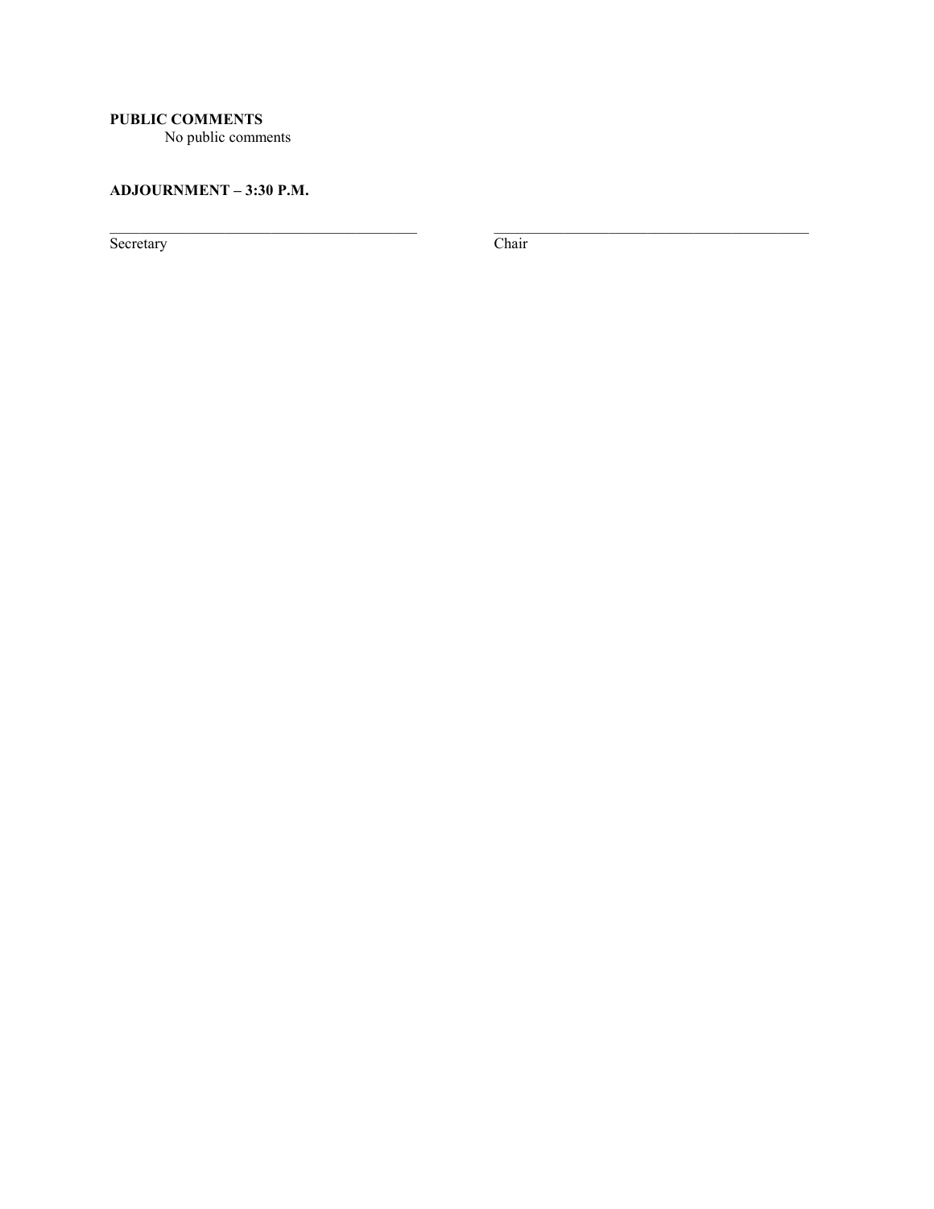**PUBLIC COMMENTS**

No public comments

**ADJOURNMENT – 3:30 P.M.**

\_\_\_\_\_\_\_\_\_\_\_\_\_\_\_\_\_\_\_\_\_\_\_\_\_\_\_\_\_\_\_\_\_\_\_\_\_\_\_\_\_\_
Secretary

\_\_\_\_\_\_\_\_\_\_\_\_\_\_\_\_\_\_\_\_\_\_\_\_\_\_\_\_\_\_\_\_\_\_\_\_\_\_\_\_\_\_
Chair